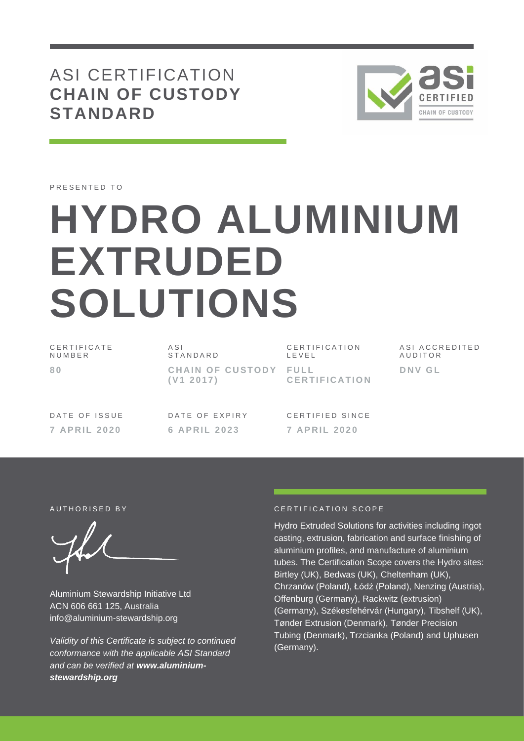# ASI CERTIFICATION **CHAIN OF CUSTODY STANDARD**

PRESENTED TO

# HYDRO ALUMINIUM EXTRUDED SOLUTIONS

| CERTIFICATE NUMBER | ASI STANDARD | CERTIFICATION LEVEL | ASI ACCREDITED AUDITOR |
|---|---|---|---|
| **80** | **CHAIN OF CUSTODY (V1 2017)** | **FULL CERTIFICATION** | **DNV GL** |

| DATE OF ISSUE | DATE OF EXPIRY | CERTIFIED SINCE |
|---|---|---|
| **7 APRIL 2020** | **6 APRIL 2023** | **7 APRIL 2020** |

AUTHORISED BY

Aluminium Stewardship Initiative Ltd
ACN 606 661 125, Australia
info@aluminium-stewardship.org

*Validity of this Certificate is subject to continued conformance with the applicable ASI Standard and can be verified at **www.aluminium-stewardship.org***

CERTIFICATION SCOPE

Hydro Extruded Solutions for activities including ingot casting, extrusion, fabrication and surface finishing of aluminium profiles, and manufacture of aluminium tubes. The Certification Scope covers the Hydro sites: Birtley (UK), Bedwas (UK), Cheltenham (UK), Chrzanów (Poland), Łódź (Poland), Nenzing (Austria), Offenburg (Germany), Rackwitz (extrusion) (Germany), Székesfehérvár (Hungary), Tibshelf (UK), Tønder Extrusion (Denmark), Tønder Precision Tubing (Denmark), Trzcianka (Poland) and Uphusen (Germany).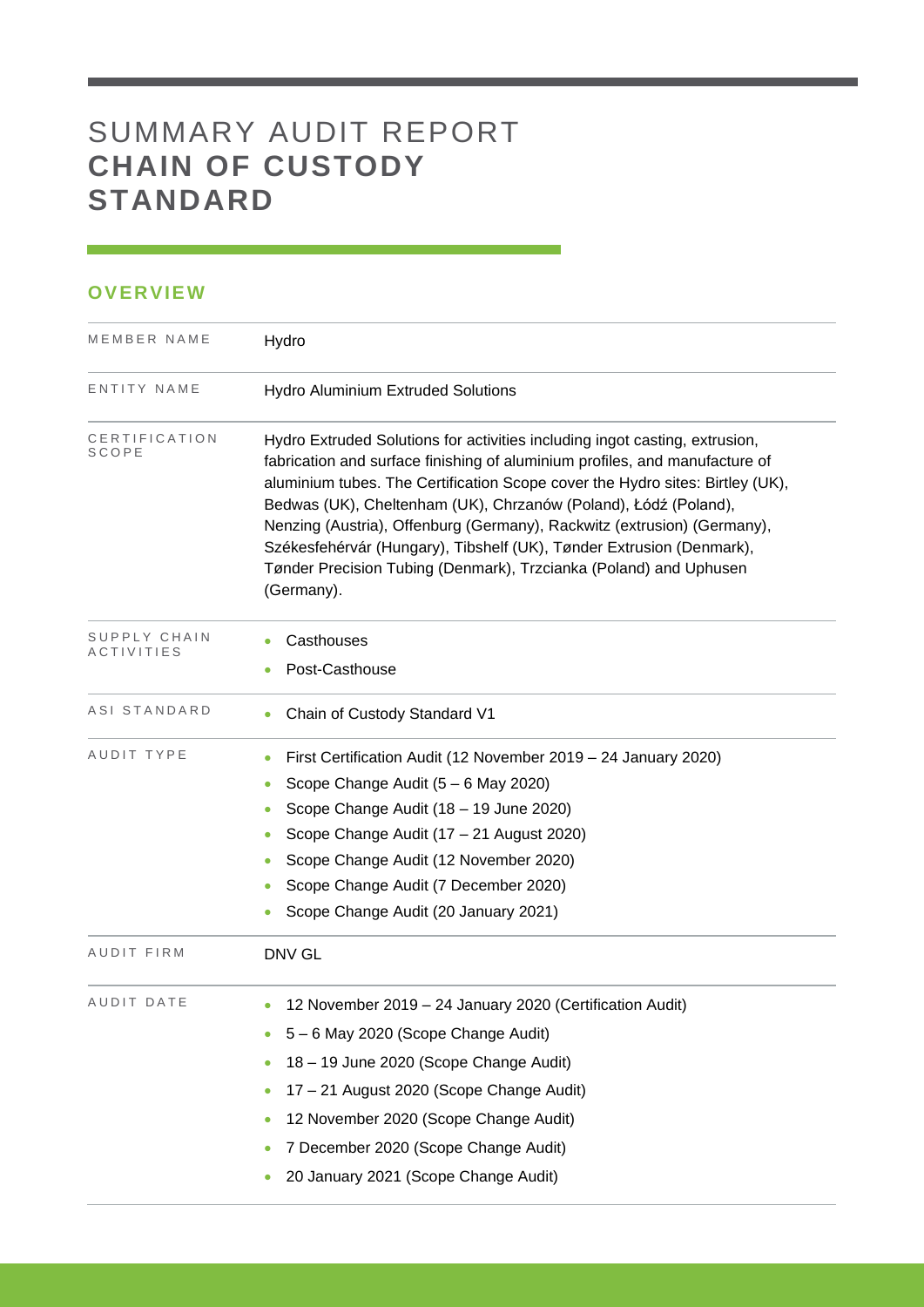# SUMMARY AUDIT REPORT **CHAIN OF CUSTODY STANDARD**

## OVERVIEW

| | |
|---|---|
| MEMBER NAME | Hydro |
| ENTITY NAME | Hydro Aluminium Extruded Solutions |
| CERTIFICATION SCOPE | Hydro Extruded Solutions for activities including ingot casting, extrusion, fabrication and surface finishing of aluminium profiles, and manufacture of aluminium tubes. The Certification Scope cover the Hydro sites: Birtley (UK), Bedwas (UK), Cheltenham (UK), Chrzanów (Poland), Łódź (Poland), Nenzing (Austria), Offenburg (Germany), Rackwitz (extrusion) (Germany), Székesfehérvár (Hungary), Tibshelf (UK), Tønder Extrusion (Denmark), Tønder Precision Tubing (Denmark), Trzcianka (Poland) and Uphusen (Germany). |
| SUPPLY CHAIN ACTIVITIES | • Casthouses<br>• Post-Casthouse |
| ASI STANDARD | • Chain of Custody Standard V1 |
| AUDIT TYPE | • First Certification Audit (12 November 2019 – 24 January 2020)<br>• Scope Change Audit (5 – 6 May 2020)<br>• Scope Change Audit (18 – 19 June 2020)<br>• Scope Change Audit (17 – 21 August 2020)<br>• Scope Change Audit (12 November 2020)<br>• Scope Change Audit (7 December 2020)<br>• Scope Change Audit (20 January 2021) |
| AUDIT FIRM | DNV GL |
| AUDIT DATE | • 12 November 2019 – 24 January 2020 (Certification Audit)<br>• 5 – 6 May 2020 (Scope Change Audit)<br>• 18 – 19 June 2020 (Scope Change Audit)<br>• 17 – 21 August 2020 (Scope Change Audit)<br>• 12 November 2020 (Scope Change Audit)<br>• 7 December 2020 (Scope Change Audit)<br>• 20 January 2021 (Scope Change Audit) |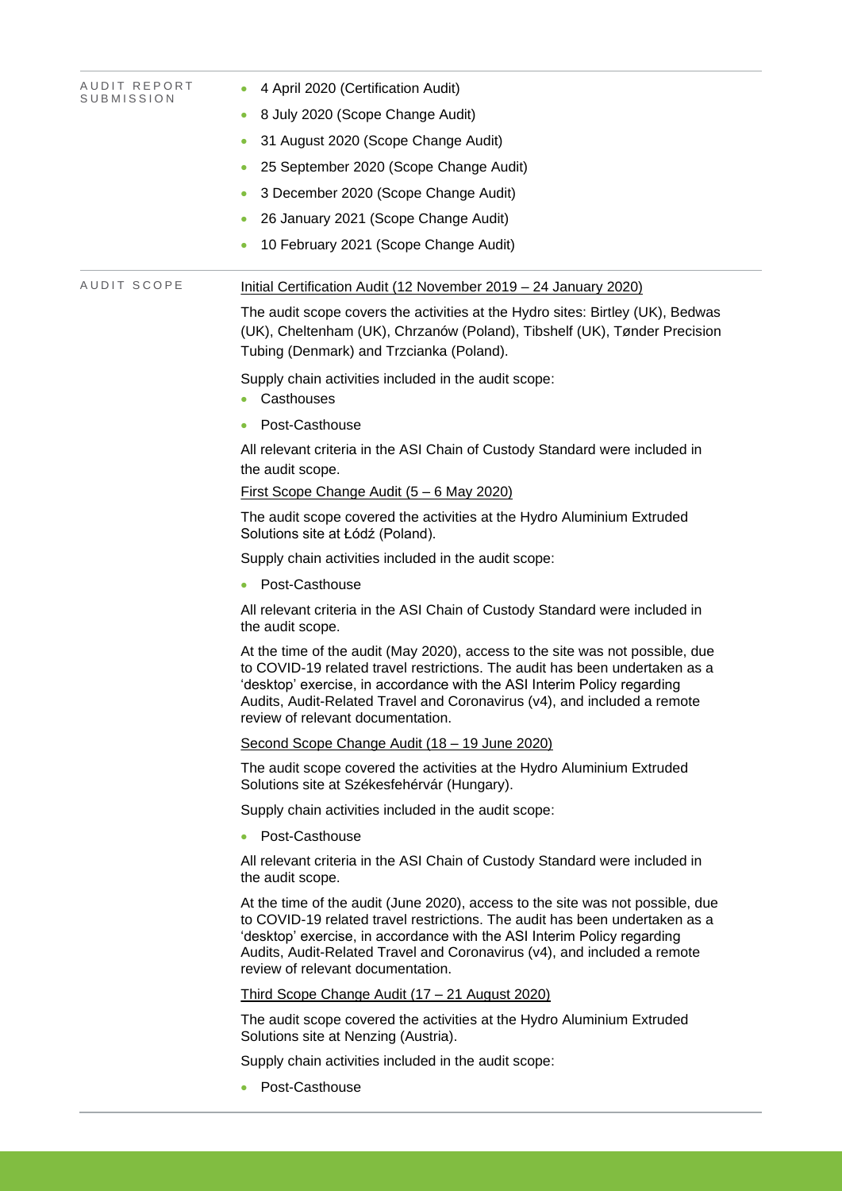**AUDIT REPORT SUBMISSION**

- 4 April 2020 (Certification Audit)
- 8 July 2020 (Scope Change Audit)
- 31 August 2020 (Scope Change Audit)
- 25 September 2020 (Scope Change Audit)
- 3 December 2020 (Scope Change Audit)
- 26 January 2021 (Scope Change Audit)
- 10 February 2021 (Scope Change Audit)

**AUDIT SCOPE**

Initial Certification Audit (12 November 2019 – 24 January 2020)

The audit scope covers the activities at the Hydro sites: Birtley (UK), Bedwas (UK), Cheltenham (UK), Chrzanów (Poland), Tibshelf (UK), Tønder Precision Tubing (Denmark) and Trzcianka (Poland).

Supply chain activities included in the audit scope:

- Casthouses
- Post-Casthouse

All relevant criteria in the ASI Chain of Custody Standard were included in the audit scope.

First Scope Change Audit (5 – 6 May 2020)

The audit scope covered the activities at the Hydro Aluminium Extruded Solutions site at Łódź (Poland).

Supply chain activities included in the audit scope:

- Post-Casthouse

All relevant criteria in the ASI Chain of Custody Standard were included in the audit scope.

At the time of the audit (May 2020), access to the site was not possible, due to COVID-19 related travel restrictions. The audit has been undertaken as a 'desktop' exercise, in accordance with the ASI Interim Policy regarding Audits, Audit-Related Travel and Coronavirus (v4), and included a remote review of relevant documentation.

Second Scope Change Audit (18 – 19 June 2020)

The audit scope covered the activities at the Hydro Aluminium Extruded Solutions site at Székesfehérvár (Hungary).

Supply chain activities included in the audit scope:

- Post-Casthouse

All relevant criteria in the ASI Chain of Custody Standard were included in the audit scope.

At the time of the audit (June 2020), access to the site was not possible, due to COVID-19 related travel restrictions. The audit has been undertaken as a 'desktop' exercise, in accordance with the ASI Interim Policy regarding Audits, Audit-Related Travel and Coronavirus (v4), and included a remote review of relevant documentation.

Third Scope Change Audit (17 – 21 August 2020)

The audit scope covered the activities at the Hydro Aluminium Extruded Solutions site at Nenzing (Austria).

Supply chain activities included in the audit scope:

- Post-Casthouse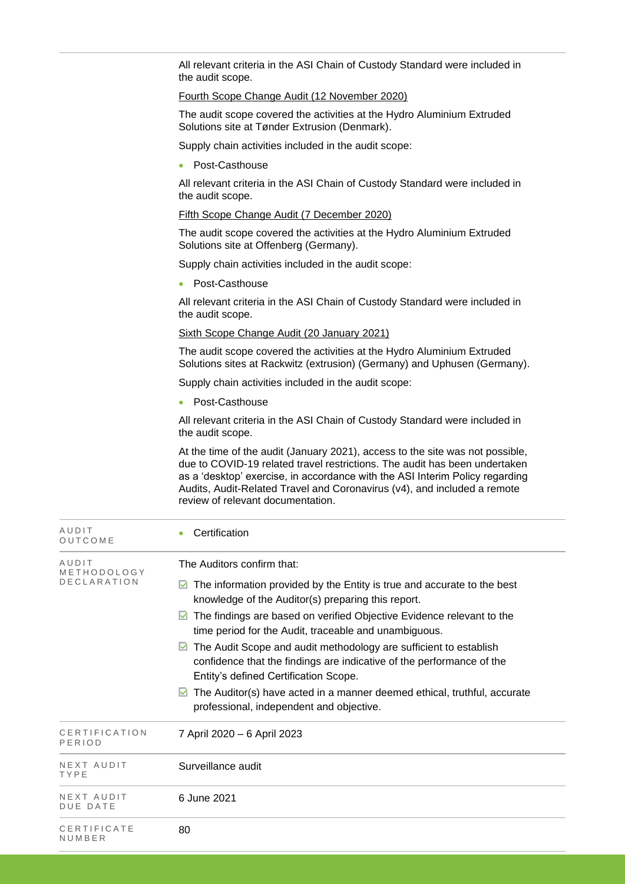| | |
|---|---|
| | All relevant criteria in the ASI Chain of Custody Standard were included in the audit scope.<br><br><u>Fourth Scope Change Audit (12 November 2020)</u><br><br>The audit scope covered the activities at the Hydro Aluminium Extruded Solutions site at Tønder Extrusion (Denmark).<br><br>Supply chain activities included in the audit scope:<br><br>• Post-Casthouse<br><br>All relevant criteria in the ASI Chain of Custody Standard were included in the audit scope.<br><br><u>Fifth Scope Change Audit (7 December 2020)</u><br><br>The audit scope covered the activities at the Hydro Aluminium Extruded Solutions site at Offenberg (Germany).<br><br>Supply chain activities included in the audit scope:<br><br>• Post-Casthouse<br><br>All relevant criteria in the ASI Chain of Custody Standard were included in the audit scope.<br><br><u>Sixth Scope Change Audit (20 January 2021)</u><br><br>The audit scope covered the activities at the Hydro Aluminium Extruded Solutions sites at Rackwitz (extrusion) (Germany) and Uphusen (Germany).<br><br>Supply chain activities included in the audit scope:<br><br>• Post-Casthouse<br><br>All relevant criteria in the ASI Chain of Custody Standard were included in the audit scope.<br><br>At the time of the audit (January 2021), access to the site was not possible, due to COVID-19 related travel restrictions. The audit has been undertaken as a 'desktop' exercise, in accordance with the ASI Interim Policy regarding Audits, Audit-Related Travel and Coronavirus (v4), and included a remote review of relevant documentation. |
| AUDIT OUTCOME | • Certification |
| AUDIT METHODOLOGY DECLARATION | The Auditors confirm that:<br><br>☑ The information provided by the Entity is true and accurate to the best knowledge of the Auditor(s) preparing this report.<br><br>☑ The findings are based on verified Objective Evidence relevant to the time period for the Audit, traceable and unambiguous.<br><br>☑ The Audit Scope and audit methodology are sufficient to establish confidence that the findings are indicative of the performance of the Entity's defined Certification Scope.<br><br>☑ The Auditor(s) have acted in a manner deemed ethical, truthful, accurate professional, independent and objective. |
| CERTIFICATION PERIOD | 7 April 2020 – 6 April 2023 |
| NEXT AUDIT TYPE | Surveillance audit |
| NEXT AUDIT DUE DATE | 6 June 2021 |
| CERTIFICATE NUMBER | 80 |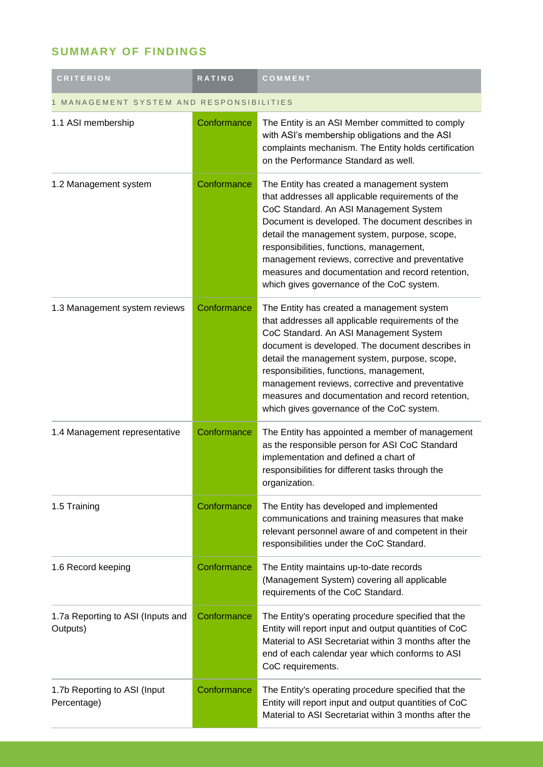## SUMMARY OF FINDINGS

| CRITERION | RATING | COMMENT |
|---|---|---|
| 1 MANAGEMENT SYSTEM AND RESPONSIBILITIES | | |
| 1.1 ASI membership | Conformance | The Entity is an ASI Member committed to comply with ASI's membership obligations and the ASI complaints mechanism. The Entity holds certification on the Performance Standard as well. |
| 1.2 Management system | Conformance | The Entity has created a management system that addresses all applicable requirements of the CoC Standard. An ASI Management System Document is developed. The document describes in detail the management system, purpose, scope, responsibilities, functions, management, management reviews, corrective and preventative measures and documentation and record retention, which gives governance of the CoC system. |
| 1.3 Management system reviews | Conformance | The Entity has created a management system that addresses all applicable requirements of the CoC Standard. An ASI Management System document is developed. The document describes in detail the management system, purpose, scope, responsibilities, functions, management, management reviews, corrective and preventative measures and documentation and record retention, which gives governance of the CoC system. |
| 1.4 Management representative | Conformance | The Entity has appointed a member of management as the responsible person for ASI CoC Standard implementation and defined a chart of responsibilities for different tasks through the organization. |
| 1.5 Training | Conformance | The Entity has developed and implemented communications and training measures that make relevant personnel aware of and competent in their responsibilities under the CoC Standard. |
| 1.6 Record keeping | Conformance | The Entity maintains up-to-date records (Management System) covering all applicable requirements of the CoC Standard. |
| 1.7a Reporting to ASI (Inputs and Outputs) | Conformance | The Entity's operating procedure specified that the Entity will report input and output quantities of CoC Material to ASI Secretariat within 3 months after the end of each calendar year which conforms to ASI CoC requirements. |
| 1.7b Reporting to ASI (Input Percentage) | Conformance | The Entity's operating procedure specified that the Entity will report input and output quantities of CoC Material to ASI Secretariat within 3 months after the |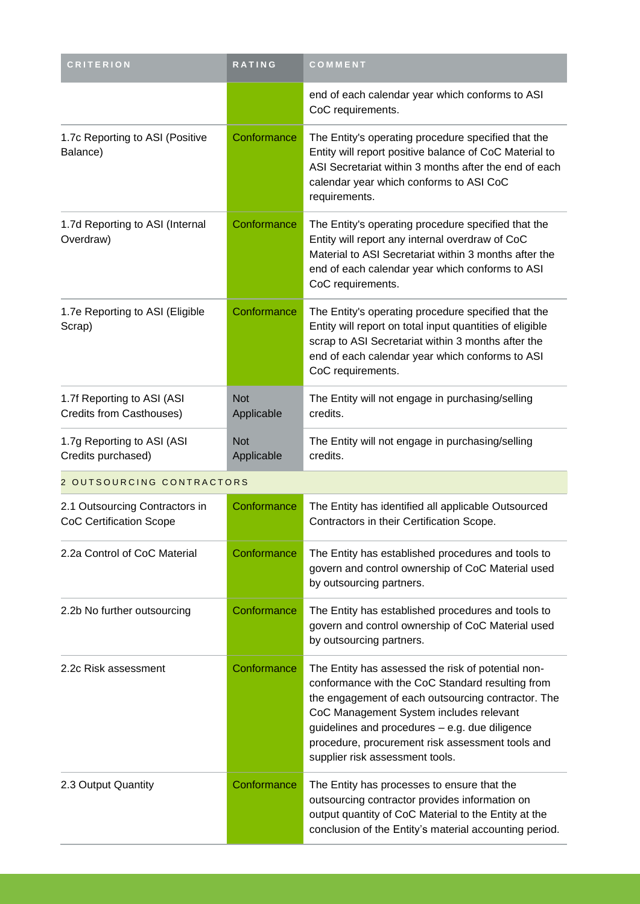| CRITERION | RATING | COMMENT |
|---|---|---|
| | | end of each calendar year which conforms to ASI CoC requirements. |
| 1.7c Reporting to ASI (Positive Balance) | Conformance | The Entity's operating procedure specified that the Entity will report positive balance of CoC Material to ASI Secretariat within 3 months after the end of each calendar year which conforms to ASI CoC requirements. |
| 1.7d Reporting to ASI (Internal Overdraw) | Conformance | The Entity's operating procedure specified that the Entity will report any internal overdraw of CoC Material to ASI Secretariat within 3 months after the end of each calendar year which conforms to ASI CoC requirements. |
| 1.7e Reporting to ASI (Eligible Scrap) | Conformance | The Entity's operating procedure specified that the Entity will report on total input quantities of eligible scrap to ASI Secretariat within 3 months after the end of each calendar year which conforms to ASI CoC requirements. |
| 1.7f Reporting to ASI (ASI Credits from Casthouses) | Not Applicable | The Entity will not engage in purchasing/selling credits. |
| 1.7g Reporting to ASI (ASI Credits purchased) | Not Applicable | The Entity will not engage in purchasing/selling credits. |
| 2 OUTSOURCING CONTRACTORS | | |
| 2.1 Outsourcing Contractors in CoC Certification Scope | Conformance | The Entity has identified all applicable Outsourced Contractors in their Certification Scope. |
| 2.2a Control of CoC Material | Conformance | The Entity has established procedures and tools to govern and control ownership of CoC Material used by outsourcing partners. |
| 2.2b No further outsourcing | Conformance | The Entity has established procedures and tools to govern and control ownership of CoC Material used by outsourcing partners. |
| 2.2c Risk assessment | Conformance | The Entity has assessed the risk of potential non-conformance with the CoC Standard resulting from the engagement of each outsourcing contractor. The CoC Management System includes relevant guidelines and procedures – e.g. due diligence procedure, procurement risk assessment tools and supplier risk assessment tools. |
| 2.3 Output Quantity | Conformance | The Entity has processes to ensure that the outsourcing contractor provides information on output quantity of CoC Material to the Entity at the conclusion of the Entity's material accounting period. |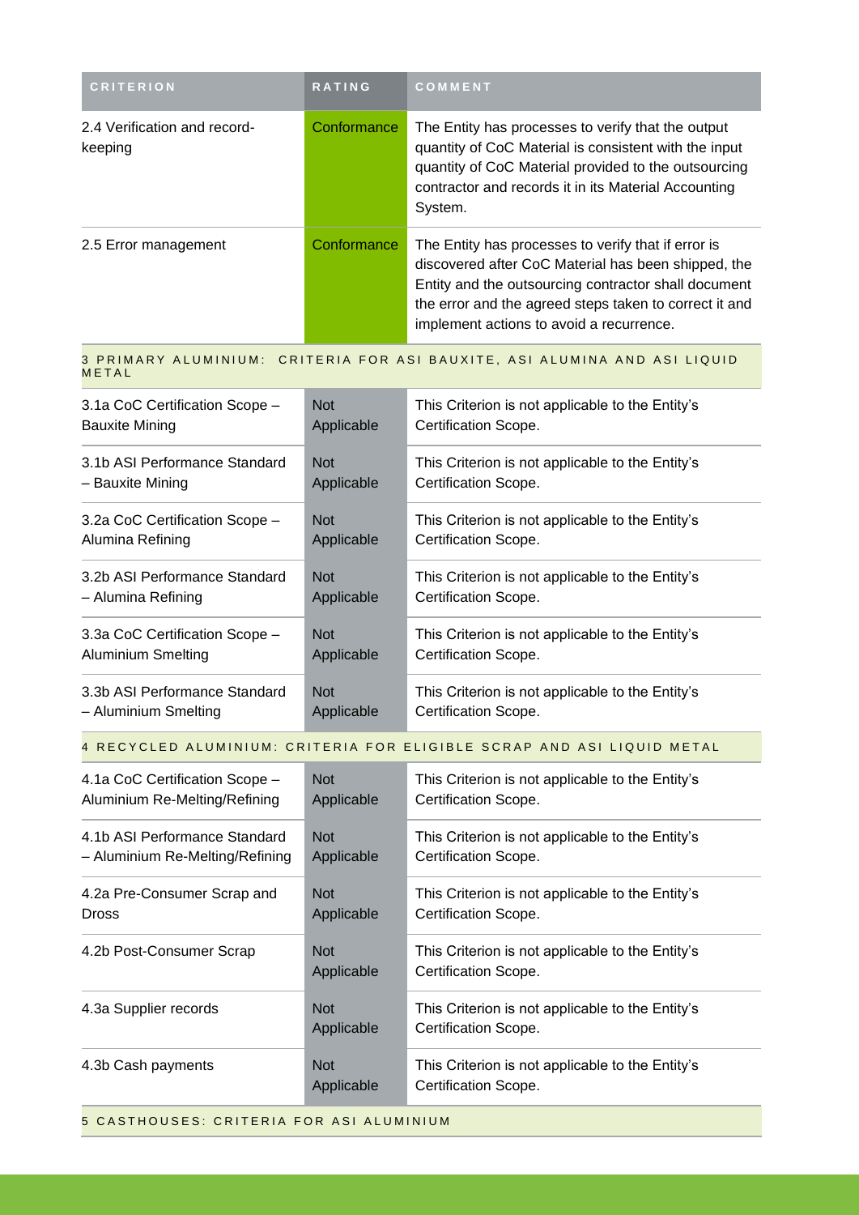| CRITERION | RATING | COMMENT |
|---|---|---|
| 2.4 Verification and record-keeping | Conformance | The Entity has processes to verify that the output quantity of CoC Material is consistent with the input quantity of CoC Material provided to the outsourcing contractor and records it in its Material Accounting System. |
| 2.5 Error management | Conformance | The Entity has processes to verify that if error is discovered after CoC Material has been shipped, the Entity and the outsourcing contractor shall document the error and the agreed steps taken to correct it and implement actions to avoid a recurrence. |
| **3 PRIMARY ALUMINIUM: CRITERIA FOR ASI BAUXITE, ASI ALUMINA AND ASI LIQUID METAL** | | |
| 3.1a CoC Certification Scope – Bauxite Mining | Not Applicable | This Criterion is not applicable to the Entity's Certification Scope. |
| 3.1b ASI Performance Standard – Bauxite Mining | Not Applicable | This Criterion is not applicable to the Entity's Certification Scope. |
| 3.2a CoC Certification Scope – Alumina Refining | Not Applicable | This Criterion is not applicable to the Entity's Certification Scope. |
| 3.2b ASI Performance Standard – Alumina Refining | Not Applicable | This Criterion is not applicable to the Entity's Certification Scope. |
| 3.3a CoC Certification Scope – Aluminium Smelting | Not Applicable | This Criterion is not applicable to the Entity's Certification Scope. |
| 3.3b ASI Performance Standard – Aluminium Smelting | Not Applicable | This Criterion is not applicable to the Entity's Certification Scope. |
| **4 RECYCLED ALUMINIUM: CRITERIA FOR ELIGIBLE SCRAP AND ASI LIQUID METAL** | | |
| 4.1a CoC Certification Scope – Aluminium Re-Melting/Refining | Not Applicable | This Criterion is not applicable to the Entity's Certification Scope. |
| 4.1b ASI Performance Standard – Aluminium Re-Melting/Refining | Not Applicable | This Criterion is not applicable to the Entity's Certification Scope. |
| 4.2a Pre-Consumer Scrap and Dross | Not Applicable | This Criterion is not applicable to the Entity's Certification Scope. |
| 4.2b Post-Consumer Scrap | Not Applicable | This Criterion is not applicable to the Entity's Certification Scope. |
| 4.3a Supplier records | Not Applicable | This Criterion is not applicable to the Entity's Certification Scope. |
| 4.3b Cash payments | Not Applicable | This Criterion is not applicable to the Entity's Certification Scope. |
| **5 CASTHOUSES: CRITERIA FOR ASI ALUMINIUM** | | |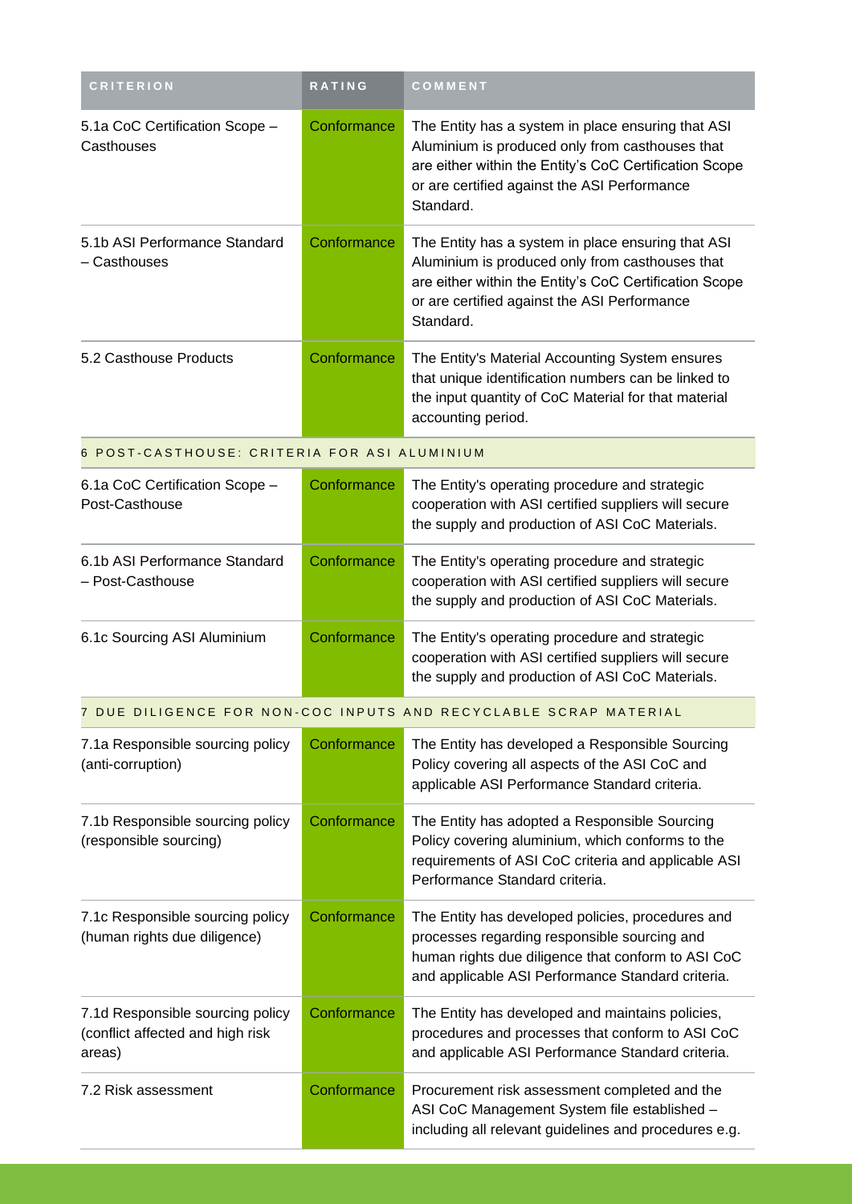| CRITERION | RATING | COMMENT |
|---|---|---|
| 5.1a CoC Certification Scope – Casthouses | Conformance | The Entity has a system in place ensuring that ASI Aluminium is produced only from casthouses that are either within the Entity's CoC Certification Scope or are certified against the ASI Performance Standard. |
| 5.1b ASI Performance Standard – Casthouses | Conformance | The Entity has a system in place ensuring that ASI Aluminium is produced only from casthouses that are either within the Entity's CoC Certification Scope or are certified against the ASI Performance Standard. |
| 5.2 Casthouse Products | Conformance | The Entity's Material Accounting System ensures that unique identification numbers can be linked to the input quantity of CoC Material for that material accounting period. |
| 6 POST-CASTHOUSE: CRITERIA FOR ASI ALUMINIUM | | |
| 6.1a CoC Certification Scope – Post-Casthouse | Conformance | The Entity's operating procedure and strategic cooperation with ASI certified suppliers will secure the supply and production of ASI CoC Materials. |
| 6.1b ASI Performance Standard – Post-Casthouse | Conformance | The Entity's operating procedure and strategic cooperation with ASI certified suppliers will secure the supply and production of ASI CoC Materials. |
| 6.1c Sourcing ASI Aluminium | Conformance | The Entity's operating procedure and strategic cooperation with ASI certified suppliers will secure the supply and production of ASI CoC Materials. |
| 7 DUE DILIGENCE FOR NON-COC INPUTS AND RECYCLABLE SCRAP MATERIAL | | |
| 7.1a Responsible sourcing policy (anti-corruption) | Conformance | The Entity has developed a Responsible Sourcing Policy covering all aspects of the ASI CoC and applicable ASI Performance Standard criteria. |
| 7.1b Responsible sourcing policy (responsible sourcing) | Conformance | The Entity has adopted a Responsible Sourcing Policy covering aluminium, which conforms to the requirements of ASI CoC criteria and applicable ASI Performance Standard criteria. |
| 7.1c Responsible sourcing policy (human rights due diligence) | Conformance | The Entity has developed policies, procedures and processes regarding responsible sourcing and human rights due diligence that conform to ASI CoC and applicable ASI Performance Standard criteria. |
| 7.1d Responsible sourcing policy (conflict affected and high risk areas) | Conformance | The Entity has developed and maintains policies, procedures and processes that conform to ASI CoC and applicable ASI Performance Standard criteria. |
| 7.2 Risk assessment | Conformance | Procurement risk assessment completed and the ASI CoC Management System file established – including all relevant guidelines and procedures e.g. |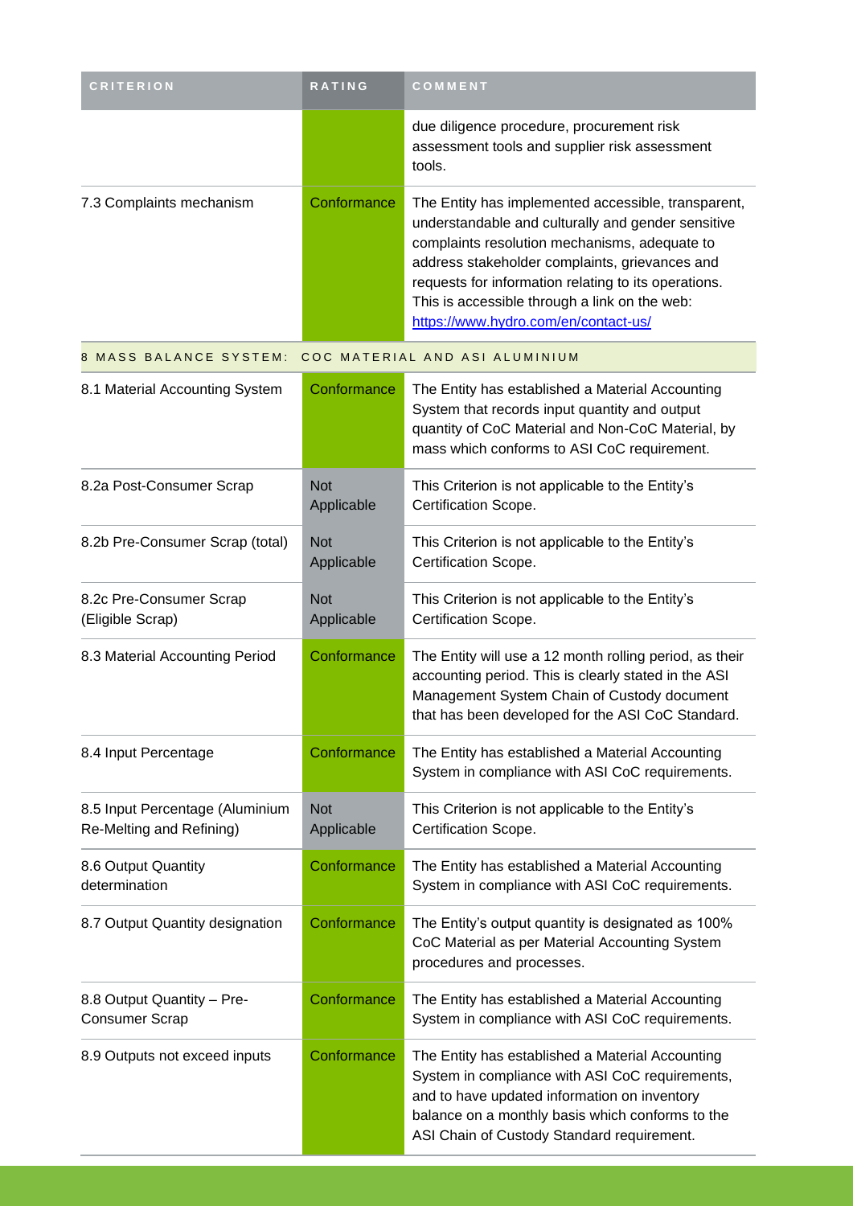| CRITERION | RATING | COMMENT |
| --- | --- | --- |
| | | due diligence procedure, procurement risk assessment tools and supplier risk assessment tools. |
| 7.3 Complaints mechanism | Conformance | The Entity has implemented accessible, transparent, understandable and culturally and gender sensitive complaints resolution mechanisms, adequate to address stakeholder complaints, grievances and requests for information relating to its operations. This is accessible through a link on the web: [https://www.hydro.com/en/contact-us/](https://www.hydro.com/en/contact-us/) |
| **8 MASS BALANCE SYSTEM: COC MATERIAL AND ASI ALUMINIUM** | | |
| 8.1 Material Accounting System | Conformance | The Entity has established a Material Accounting System that records input quantity and output quantity of CoC Material and Non-CoC Material, by mass which conforms to ASI CoC requirement. |
| 8.2a Post-Consumer Scrap | Not Applicable | This Criterion is not applicable to the Entity's Certification Scope. |
| 8.2b Pre-Consumer Scrap (total) | Not Applicable | This Criterion is not applicable to the Entity's Certification Scope. |
| 8.2c Pre-Consumer Scrap (Eligible Scrap) | Not Applicable | This Criterion is not applicable to the Entity's Certification Scope. |
| 8.3 Material Accounting Period | Conformance | The Entity will use a 12 month rolling period, as their accounting period. This is clearly stated in the ASI Management System Chain of Custody document that has been developed for the ASI CoC Standard. |
| 8.4 Input Percentage | Conformance | The Entity has established a Material Accounting System in compliance with ASI CoC requirements. |
| 8.5 Input Percentage (Aluminium Re-Melting and Refining) | Not Applicable | This Criterion is not applicable to the Entity's Certification Scope. |
| 8.6 Output Quantity determination | Conformance | The Entity has established a Material Accounting System in compliance with ASI CoC requirements. |
| 8.7 Output Quantity designation | Conformance | The Entity's output quantity is designated as 100% CoC Material as per Material Accounting System procedures and processes. |
| 8.8 Output Quantity – Pre-Consumer Scrap | Conformance | The Entity has established a Material Accounting System in compliance with ASI CoC requirements. |
| 8.9 Outputs not exceed inputs | Conformance | The Entity has established a Material Accounting System in compliance with ASI CoC requirements, and to have updated information on inventory balance on a monthly basis which conforms to the ASI Chain of Custody Standard requirement. |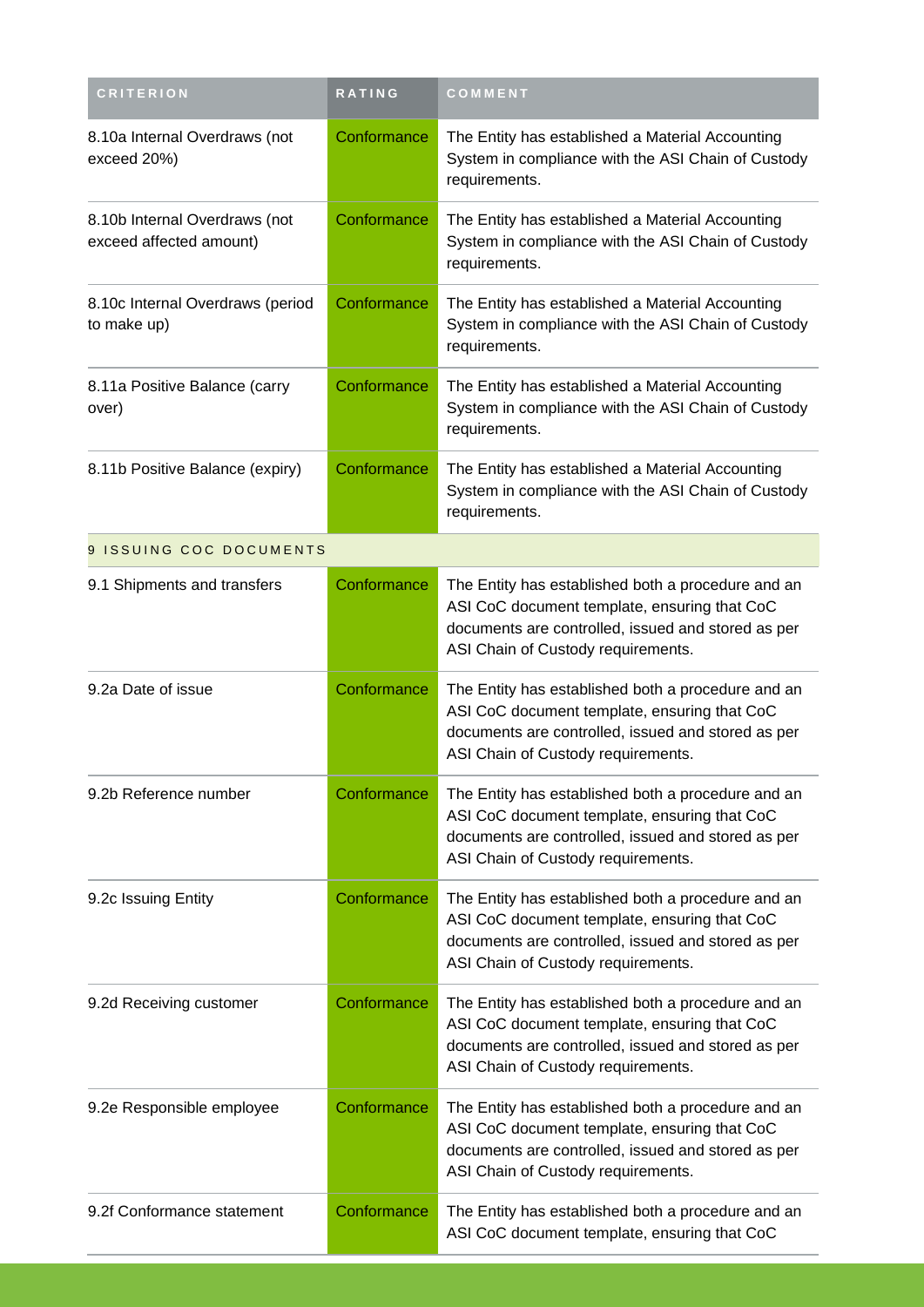| CRITERION | RATING | COMMENT |
| --- | --- | --- |
| 8.10a Internal Overdraws (not exceed 20%) | Conformance | The Entity has established a Material Accounting System in compliance with the ASI Chain of Custody requirements. |
| 8.10b Internal Overdraws (not exceed affected amount) | Conformance | The Entity has established a Material Accounting System in compliance with the ASI Chain of Custody requirements. |
| 8.10c Internal Overdraws (period to make up) | Conformance | The Entity has established a Material Accounting System in compliance with the ASI Chain of Custody requirements. |
| 8.11a Positive Balance (carry over) | Conformance | The Entity has established a Material Accounting System in compliance with the ASI Chain of Custody requirements. |
| 8.11b Positive Balance (expiry) | Conformance | The Entity has established a Material Accounting System in compliance with the ASI Chain of Custody requirements. |
| 9 ISSUING COC DOCUMENTS | | |
| 9.1 Shipments and transfers | Conformance | The Entity has established both a procedure and an ASI CoC document template, ensuring that CoC documents are controlled, issued and stored as per ASI Chain of Custody requirements. |
| 9.2a Date of issue | Conformance | The Entity has established both a procedure and an ASI CoC document template, ensuring that CoC documents are controlled, issued and stored as per ASI Chain of Custody requirements. |
| 9.2b Reference number | Conformance | The Entity has established both a procedure and an ASI CoC document template, ensuring that CoC documents are controlled, issued and stored as per ASI Chain of Custody requirements. |
| 9.2c Issuing Entity | Conformance | The Entity has established both a procedure and an ASI CoC document template, ensuring that CoC documents are controlled, issued and stored as per ASI Chain of Custody requirements. |
| 9.2d Receiving customer | Conformance | The Entity has established both a procedure and an ASI CoC document template, ensuring that CoC documents are controlled, issued and stored as per ASI Chain of Custody requirements. |
| 9.2e Responsible employee | Conformance | The Entity has established both a procedure and an ASI CoC document template, ensuring that CoC documents are controlled, issued and stored as per ASI Chain of Custody requirements. |
| 9.2f Conformance statement | Conformance | The Entity has established both a procedure and an ASI CoC document template, ensuring that CoC |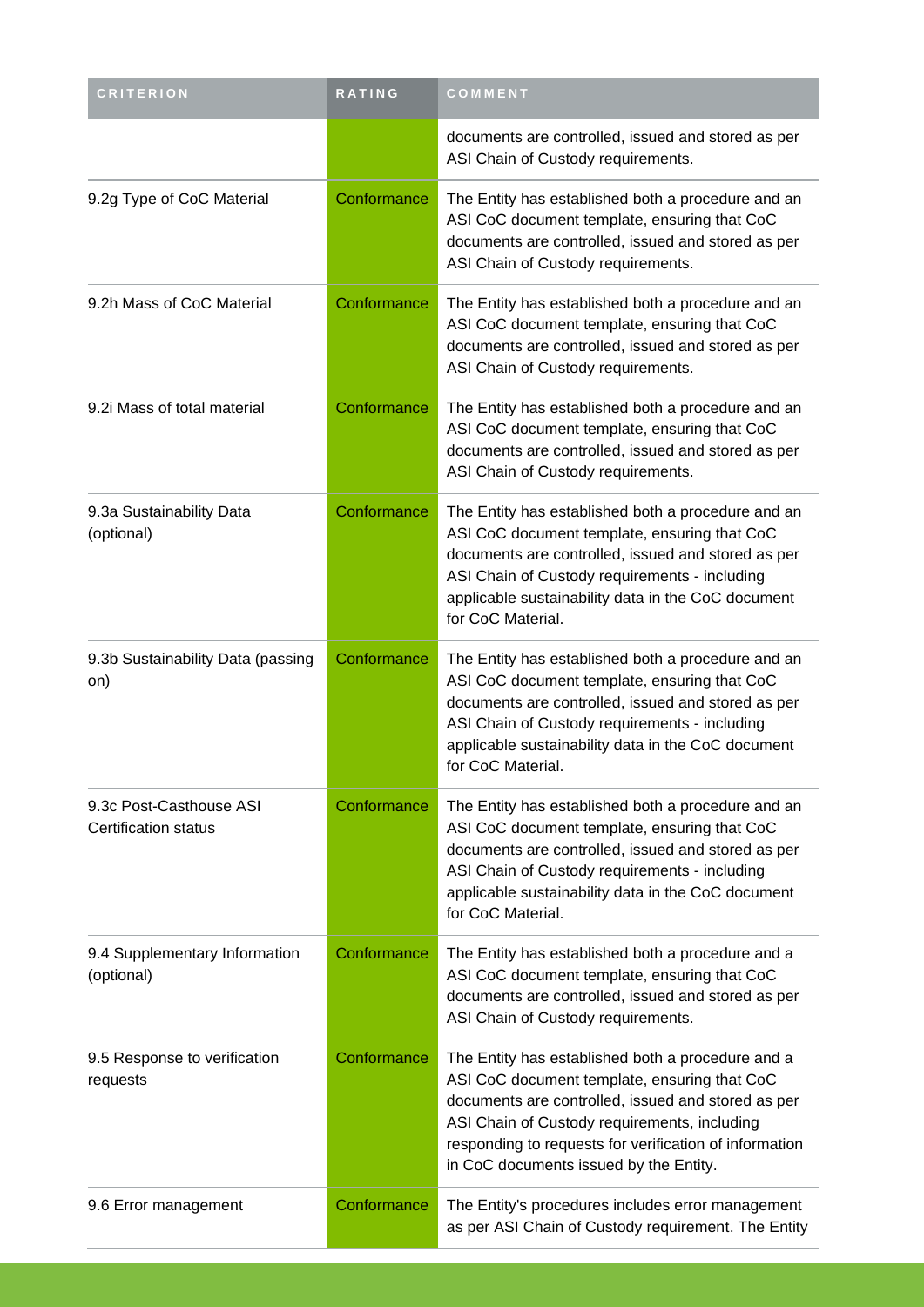| CRITERION | RATING | COMMENT |
| --- | --- | --- |
| | | documents are controlled, issued and stored as per ASI Chain of Custody requirements. |
| 9.2g Type of CoC Material | Conformance | The Entity has established both a procedure and an ASI CoC document template, ensuring that CoC documents are controlled, issued and stored as per ASI Chain of Custody requirements. |
| 9.2h Mass of CoC Material | Conformance | The Entity has established both a procedure and an ASI CoC document template, ensuring that CoC documents are controlled, issued and stored as per ASI Chain of Custody requirements. |
| 9.2i Mass of total material | Conformance | The Entity has established both a procedure and an ASI CoC document template, ensuring that CoC documents are controlled, issued and stored as per ASI Chain of Custody requirements. |
| 9.3a Sustainability Data (optional) | Conformance | The Entity has established both a procedure and an ASI CoC document template, ensuring that CoC documents are controlled, issued and stored as per ASI Chain of Custody requirements - including applicable sustainability data in the CoC document for CoC Material. |
| 9.3b Sustainability Data (passing on) | Conformance | The Entity has established both a procedure and an ASI CoC document template, ensuring that CoC documents are controlled, issued and stored as per ASI Chain of Custody requirements - including applicable sustainability data in the CoC document for CoC Material. |
| 9.3c Post-Casthouse ASI Certification status | Conformance | The Entity has established both a procedure and an ASI CoC document template, ensuring that CoC documents are controlled, issued and stored as per ASI Chain of Custody requirements - including applicable sustainability data in the CoC document for CoC Material. |
| 9.4 Supplementary Information (optional) | Conformance | The Entity has established both a procedure and a ASI CoC document template, ensuring that CoC documents are controlled, issued and stored as per ASI Chain of Custody requirements. |
| 9.5 Response to verification requests | Conformance | The Entity has established both a procedure and a ASI CoC document template, ensuring that CoC documents are controlled, issued and stored as per ASI Chain of Custody requirements, including responding to requests for verification of information in CoC documents issued by the Entity. |
| 9.6 Error management | Conformance | The Entity's procedures includes error management as per ASI Chain of Custody requirement. The Entity |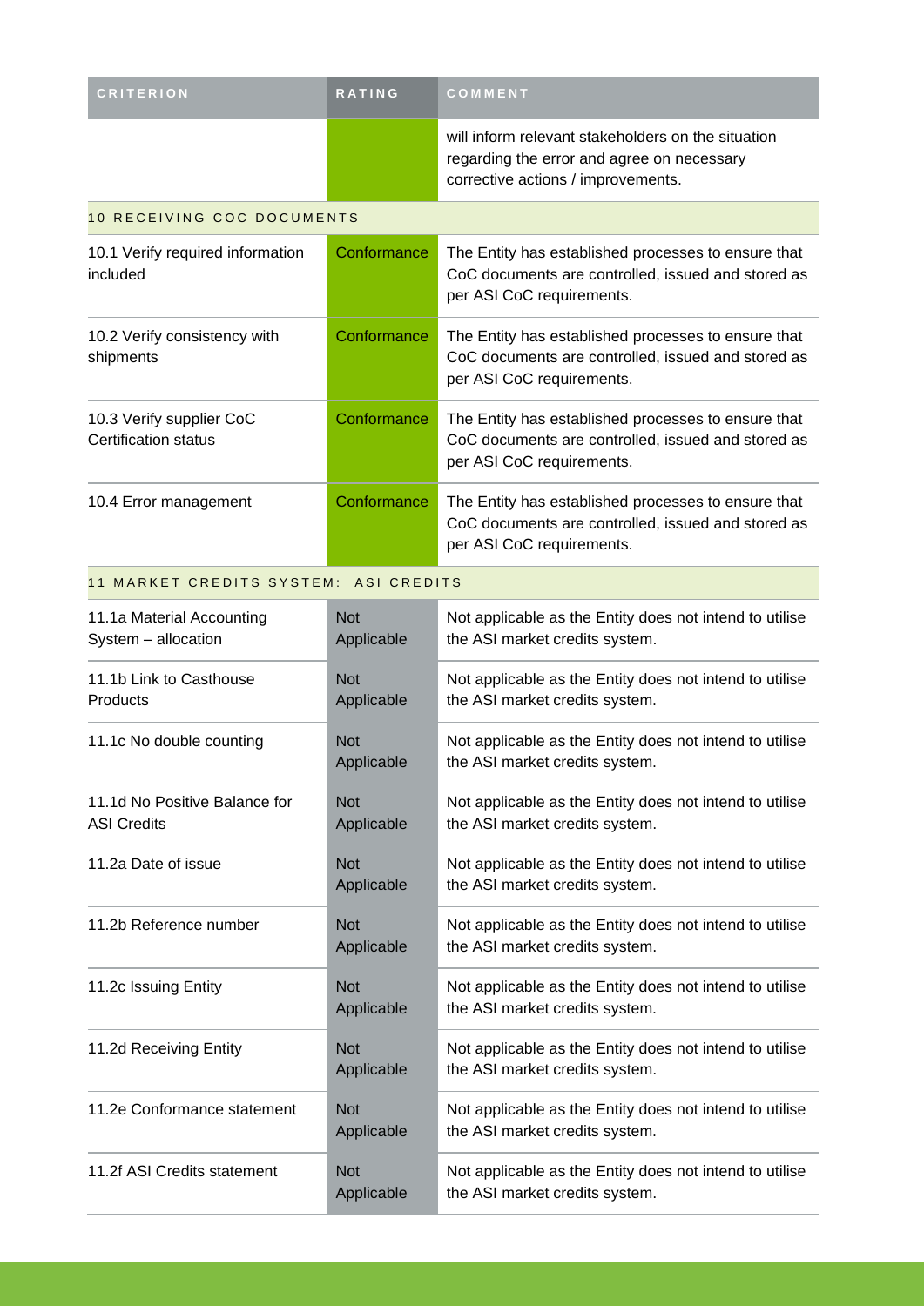| CRITERION | RATING | COMMENT |
| --- | --- | --- |
| | | will inform relevant stakeholders on the situation regarding the error and agree on necessary corrective actions / improvements. |
| **10 RECEIVING COC DOCUMENTS** | | |
| 10.1 Verify required information included | Conformance | The Entity has established processes to ensure that CoC documents are controlled, issued and stored as per ASI CoC requirements. |
| 10.2 Verify consistency with shipments | Conformance | The Entity has established processes to ensure that CoC documents are controlled, issued and stored as per ASI CoC requirements. |
| 10.3 Verify supplier CoC Certification status | Conformance | The Entity has established processes to ensure that CoC documents are controlled, issued and stored as per ASI CoC requirements. |
| 10.4 Error management | Conformance | The Entity has established processes to ensure that CoC documents are controlled, issued and stored as per ASI CoC requirements. |
| **11 MARKET CREDITS SYSTEM: ASI CREDITS** | | |
| 11.1a Material Accounting System – allocation | Not Applicable | Not applicable as the Entity does not intend to utilise the ASI market credits system. |
| 11.1b Link to Casthouse Products | Not Applicable | Not applicable as the Entity does not intend to utilise the ASI market credits system. |
| 11.1c No double counting | Not Applicable | Not applicable as the Entity does not intend to utilise the ASI market credits system. |
| 11.1d No Positive Balance for ASI Credits | Not Applicable | Not applicable as the Entity does not intend to utilise the ASI market credits system. |
| 11.2a Date of issue | Not Applicable | Not applicable as the Entity does not intend to utilise the ASI market credits system. |
| 11.2b Reference number | Not Applicable | Not applicable as the Entity does not intend to utilise the ASI market credits system. |
| 11.2c Issuing Entity | Not Applicable | Not applicable as the Entity does not intend to utilise the ASI market credits system. |
| 11.2d Receiving Entity | Not Applicable | Not applicable as the Entity does not intend to utilise the ASI market credits system. |
| 11.2e Conformance statement | Not Applicable | Not applicable as the Entity does not intend to utilise the ASI market credits system. |
| 11.2f ASI Credits statement | Not Applicable | Not applicable as the Entity does not intend to utilise the ASI market credits system. |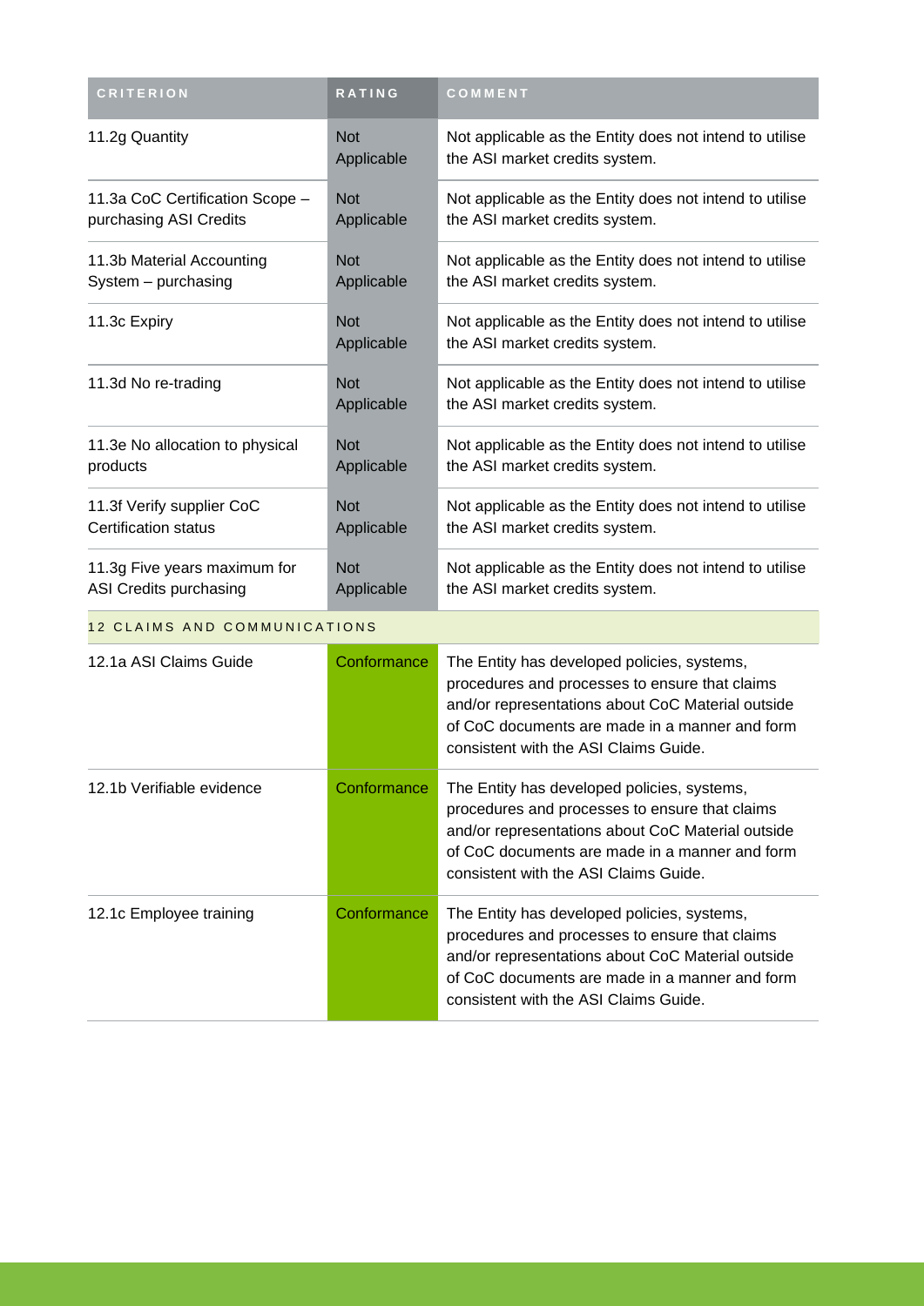| CRITERION | RATING | COMMENT |
| --- | --- | --- |
| 11.2g Quantity | Not Applicable | Not applicable as the Entity does not intend to utilise the ASI market credits system. |
| 11.3a CoC Certification Scope – purchasing ASI Credits | Not Applicable | Not applicable as the Entity does not intend to utilise the ASI market credits system. |
| 11.3b Material Accounting System – purchasing | Not Applicable | Not applicable as the Entity does not intend to utilise the ASI market credits system. |
| 11.3c Expiry | Not Applicable | Not applicable as the Entity does not intend to utilise the ASI market credits system. |
| 11.3d No re-trading | Not Applicable | Not applicable as the Entity does not intend to utilise the ASI market credits system. |
| 11.3e No allocation to physical products | Not Applicable | Not applicable as the Entity does not intend to utilise the ASI market credits system. |
| 11.3f Verify supplier CoC Certification status | Not Applicable | Not applicable as the Entity does not intend to utilise the ASI market credits system. |
| 11.3g Five years maximum for ASI Credits purchasing | Not Applicable | Not applicable as the Entity does not intend to utilise the ASI market credits system. |
| **12 CLAIMS AND COMMUNICATIONS** | | |
| 12.1a ASI Claims Guide | Conformance | The Entity has developed policies, systems, procedures and processes to ensure that claims and/or representations about CoC Material outside of CoC documents are made in a manner and form consistent with the ASI Claims Guide. |
| 12.1b Verifiable evidence | Conformance | The Entity has developed policies, systems, procedures and processes to ensure that claims and/or representations about CoC Material outside of CoC documents are made in a manner and form consistent with the ASI Claims Guide. |
| 12.1c Employee training | Conformance | The Entity has developed policies, systems, procedures and processes to ensure that claims and/or representations about CoC Material outside of CoC documents are made in a manner and form consistent with the ASI Claims Guide. |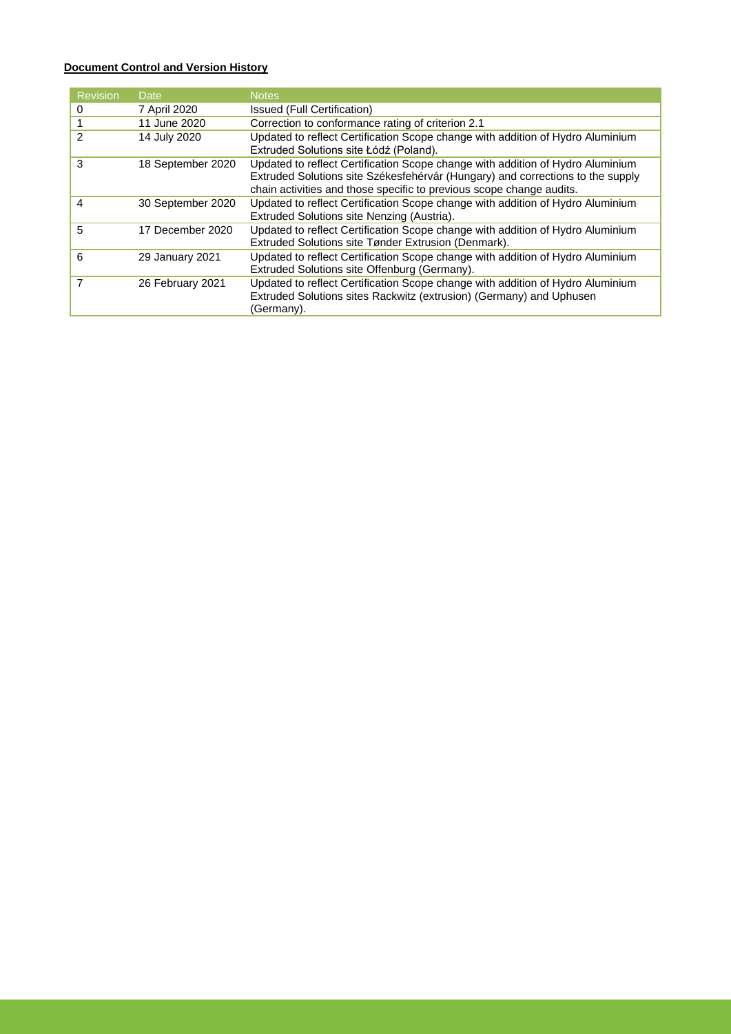**Document Control and Version History**

| Revision | Date | Notes |
|---|---|---|
| 0 | 7 April 2020 | Issued (Full Certification) |
| 1 | 11 June 2020 | Correction to conformance rating of criterion 2.1 |
| 2 | 14 July 2020 | Updated to reflect Certification Scope change with addition of Hydro Aluminium Extruded Solutions site Łódź (Poland). |
| 3 | 18 September 2020 | Updated to reflect Certification Scope change with addition of Hydro Aluminium Extruded Solutions site Székesfehérvár (Hungary) and corrections to the supply chain activities and those specific to previous scope change audits. |
| 4 | 30 September 2020 | Updated to reflect Certification Scope change with addition of Hydro Aluminium Extruded Solutions site Nenzing (Austria). |
| 5 | 17 December 2020 | Updated to reflect Certification Scope change with addition of Hydro Aluminium Extruded Solutions site Tønder Extrusion (Denmark). |
| 6 | 29 January 2021 | Updated to reflect Certification Scope change with addition of Hydro Aluminium Extruded Solutions site Offenburg (Germany). |
| 7 | 26 February 2021 | Updated to reflect Certification Scope change with addition of Hydro Aluminium Extruded Solutions sites Rackwitz (extrusion) (Germany) and Uphusen (Germany). |